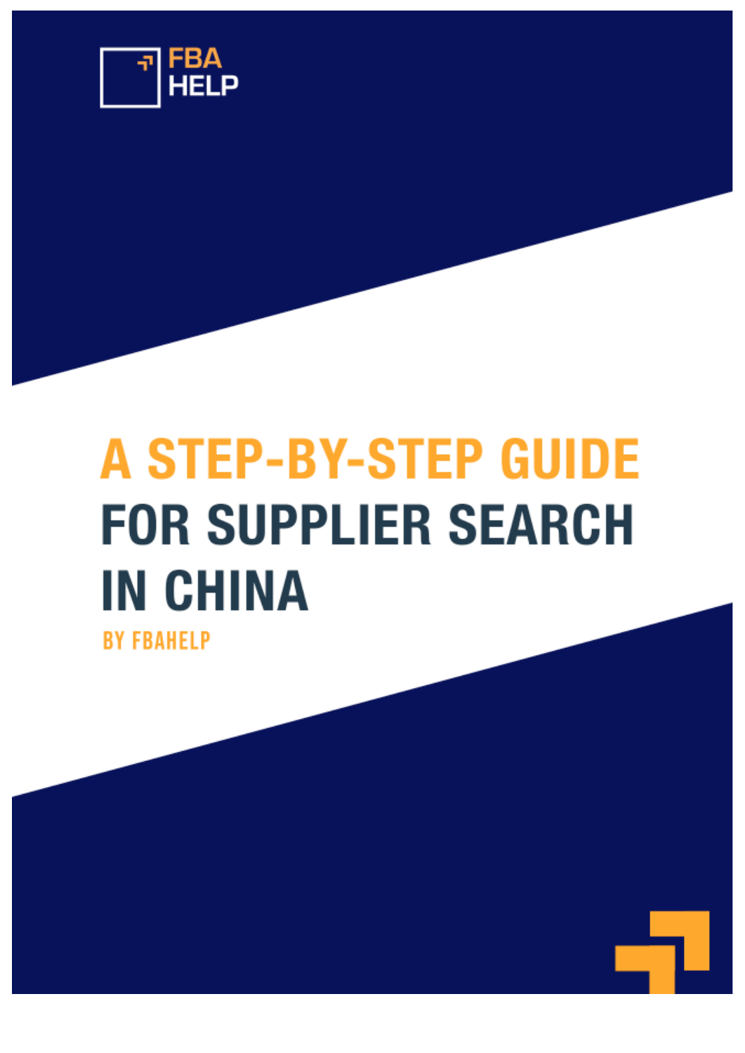FBA HELP

# A STEP-BY-STEP GUIDE FOR SUPPLIER SEARCH IN CHINA

BY FBAHELP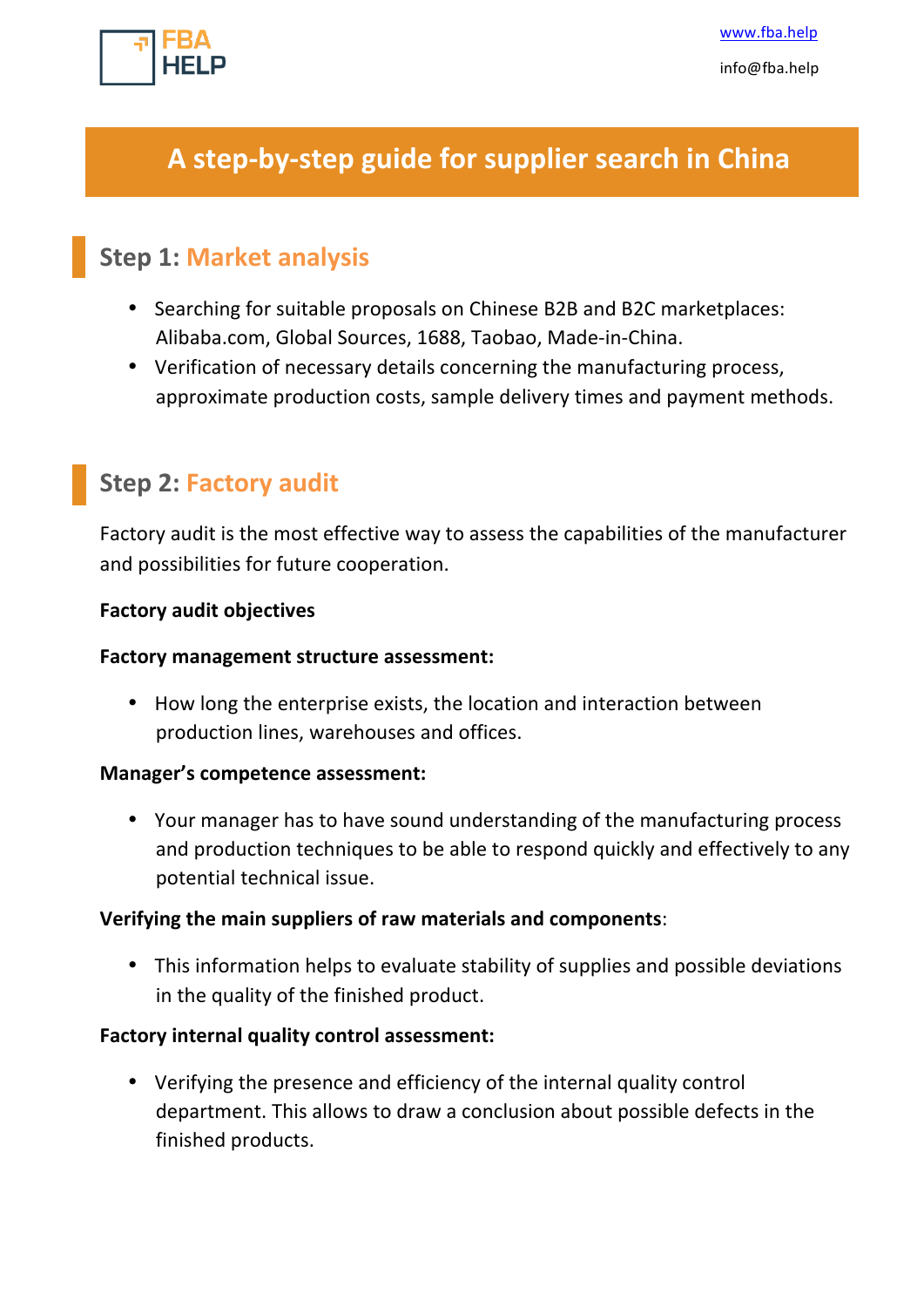# A step-by-step guide for supplier search in China

## Step 1: Market analysis

- Searching for suitable proposals on Chinese B2B and B2C marketplaces: Alibaba.com, Global Sources, 1688, Taobao, Made-in-China.
- Verification of necessary details concerning the manufacturing process, approximate production costs, sample delivery times and payment methods.

## Step 2: Factory audit

Factory audit is the most effective way to assess the capabilities of the manufacturer and possibilities for future cooperation.

**Factory audit objectives**

**Factory management structure assessment:**

- How long the enterprise exists, the location and interaction between production lines, warehouses and offices.

**Manager's competence assessment:**

- Your manager has to have sound understanding of the manufacturing process and production techniques to be able to respond quickly and effectively to any potential technical issue.

**Verifying the main suppliers of raw materials and components**:

- This information helps to evaluate stability of supplies and possible deviations in the quality of the finished product.

**Factory internal quality control assessment:**

- Verifying the presence and efficiency of the internal quality control department. This allows to draw a conclusion about possible defects in the finished products.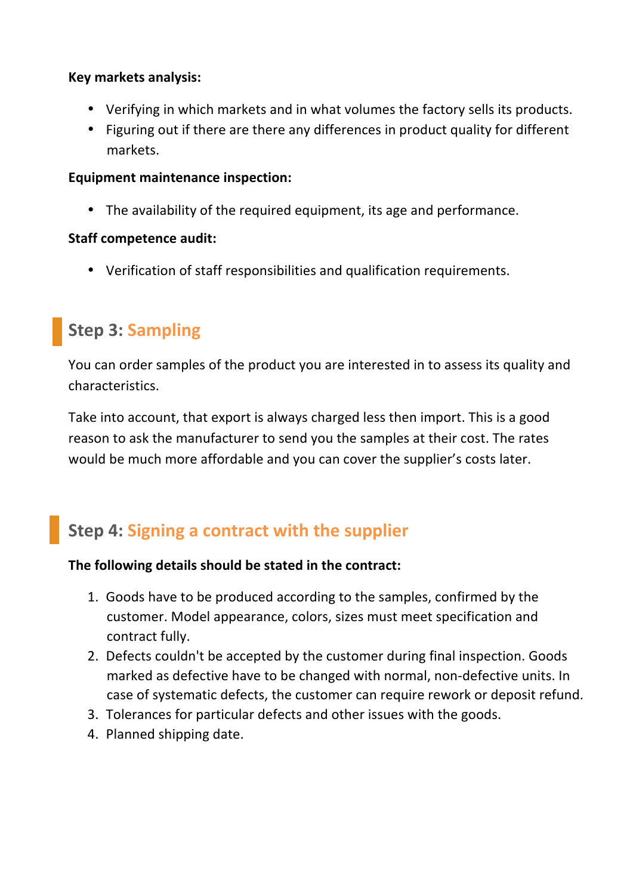**Key markets analysis:**

- Verifying in which markets and in what volumes the factory sells its products.
- Figuring out if there are there any differences in product quality for different markets.

**Equipment maintenance inspection:**

- The availability of the required equipment, its age and performance.

**Staff competence audit:**

- Verification of staff responsibilities and qualification requirements.

## Step 3: Sampling

You can order samples of the product you are interested in to assess its quality and characteristics.

Take into account, that export is always charged less then import. This is a good reason to ask the manufacturer to send you the samples at their cost. The rates would be much more affordable and you can cover the supplier's costs later.

## Step 4: Signing a contract with the supplier

**The following details should be stated in the contract:**

1. Goods have to be produced according to the samples, confirmed by the customer. Model appearance, colors, sizes must meet specification and contract fully.
2. Defects couldn't be accepted by the customer during final inspection. Goods marked as defective have to be changed with normal, non-defective units. In case of systematic defects, the customer can require rework or deposit refund.
3. Tolerances for particular defects and other issues with the goods.
4. Planned shipping date.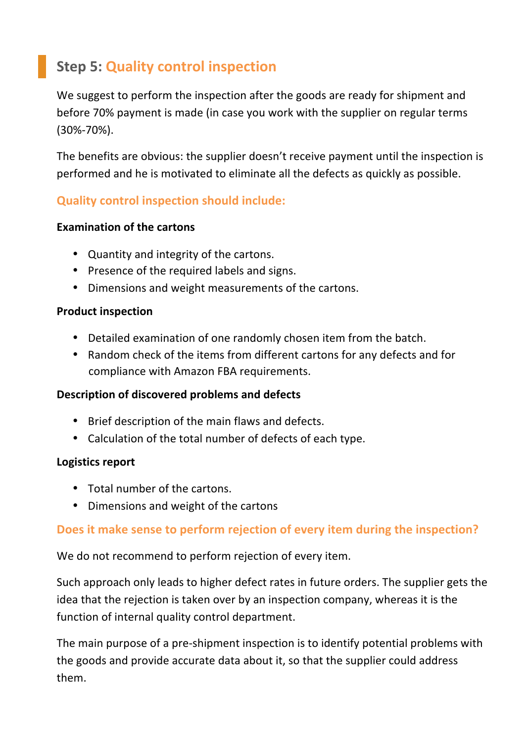## Step 5: Quality control inspection

We suggest to perform the inspection after the goods are ready for shipment and before 70% payment is made (in case you work with the supplier on regular terms (30%-70%).

The benefits are obvious: the supplier doesn't receive payment until the inspection is performed and he is motivated to eliminate all the defects as quickly as possible.

### Quality control inspection should include:

**Examination of the cartons**

- Quantity and integrity of the cartons.
- Presence of the required labels and signs.
- Dimensions and weight measurements of the cartons.

**Product inspection**

- Detailed examination of one randomly chosen item from the batch.
- Random check of the items from different cartons for any defects and for compliance with Amazon FBA requirements.

**Description of discovered problems and defects**

- Brief description of the main flaws and defects.
- Calculation of the total number of defects of each type.

**Logistics report**

- Total number of the cartons.
- Dimensions and weight of the cartons

### Does it make sense to perform rejection of every item during the inspection?

We do not recommend to perform rejection of every item.

Such approach only leads to higher defect rates in future orders. The supplier gets the idea that the rejection is taken over by an inspection company, whereas it is the function of internal quality control department.

The main purpose of a pre-shipment inspection is to identify potential problems with the goods and provide accurate data about it, so that the supplier could address them.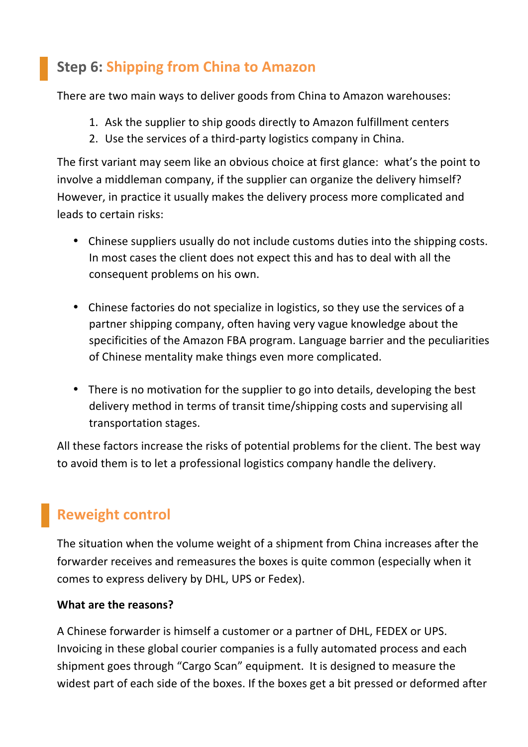## Step 6: Shipping from China to Amazon

There are two main ways to deliver goods from China to Amazon warehouses:

1. Ask the supplier to ship goods directly to Amazon fulfillment centers
2. Use the services of a third-party logistics company in China.

The first variant may seem like an obvious choice at first glance: what's the point to involve a middleman company, if the supplier can organize the delivery himself? However, in practice it usually makes the delivery process more complicated and leads to certain risks:

- Chinese suppliers usually do not include customs duties into the shipping costs. In most cases the client does not expect this and has to deal with all the consequent problems on his own.

- Chinese factories do not specialize in logistics, so they use the services of a partner shipping company, often having very vague knowledge about the specificities of the Amazon FBA program. Language barrier and the peculiarities of Chinese mentality make things even more complicated.

- There is no motivation for the supplier to go into details, developing the best delivery method in terms of transit time/shipping costs and supervising all transportation stages.

All these factors increase the risks of potential problems for the client. The best way to avoid them is to let a professional logistics company handle the delivery.

## Reweight control

The situation when the volume weight of a shipment from China increases after the forwarder receives and remeasures the boxes is quite common (especially when it comes to express delivery by DHL, UPS or Fedex).

**What are the reasons?**

A Chinese forwarder is himself a customer or a partner of DHL, FEDEX or UPS. Invoicing in these global courier companies is a fully automated process and each shipment goes through "Cargo Scan" equipment. It is designed to measure the widest part of each side of the boxes. If the boxes get a bit pressed or deformed after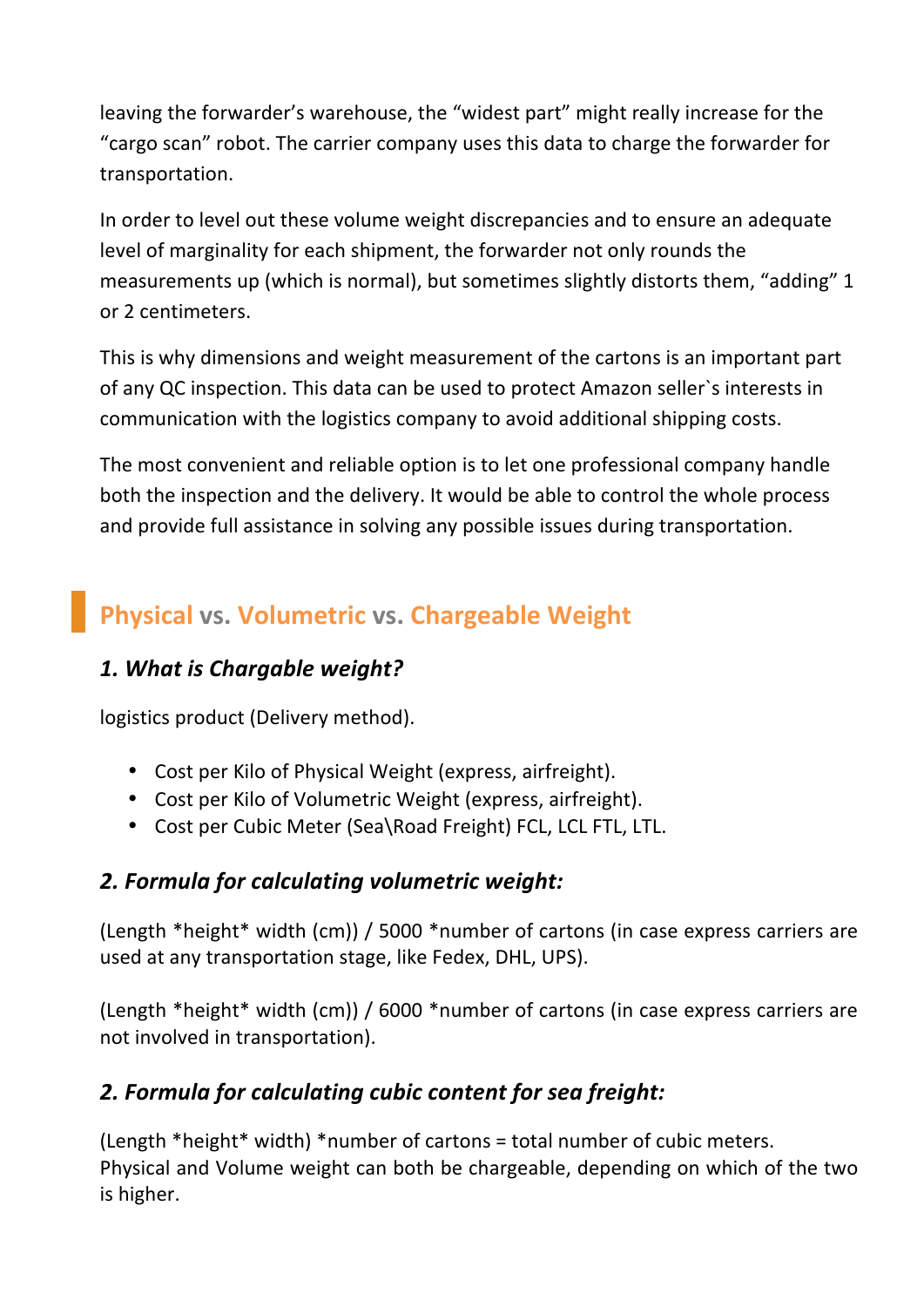leaving the forwarder's warehouse, the "widest part" might really increase for the "cargo scan" robot. The carrier company uses this data to charge the forwarder for transportation.

In order to level out these volume weight discrepancies and to ensure an adequate level of marginality for each shipment, the forwarder not only rounds the measurements up (which is normal), but sometimes slightly distorts them, "adding" 1 or 2 centimeters.

This is why dimensions and weight measurement of the cartons is an important part of any QC inspection. This data can be used to protect Amazon seller`s interests in communication with the logistics company to avoid additional shipping costs.

The most convenient and reliable option is to let one professional company handle both the inspection and the delivery. It would be able to control the whole process and provide full assistance in solving any possible issues during transportation.

## Physical vs. Volumetric vs. Chargeable Weight

### *1. What is Chargable weight?*

logistics product (Delivery method).

- Cost per Kilo of Physical Weight (express, airfreight).
- Cost per Kilo of Volumetric Weight (express, airfreight).
- Cost per Cubic Meter (Sea\Road Freight) FCL, LCL FTL, LTL.

### *2. Formula for calculating volumetric weight:*

(Length *height* width (cm)) / 5000 *number of cartons (in case express carriers are used at any transportation stage, like Fedex, DHL, UPS).

(Length *height* width (cm)) / 6000 *number of cartons (in case express carriers are not involved in transportation).

### *2. Formula for calculating cubic content for sea freight:*

(Length *height* width) *number of cartons = total number of cubic meters.
Physical and Volume weight can both be chargeable, depending on which of the two is higher.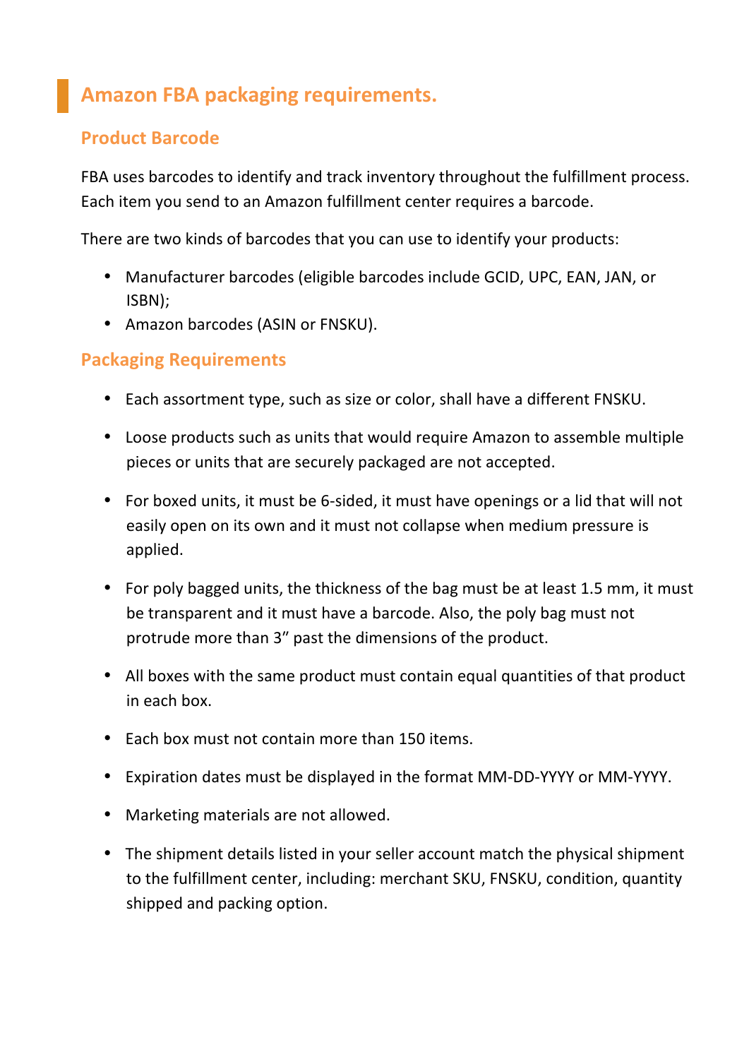## Amazon FBA packaging requirements.

### Product Barcode

FBA uses barcodes to identify and track inventory throughout the fulfillment process. Each item you send to an Amazon fulfillment center requires a barcode.

There are two kinds of barcodes that you can use to identify your products:

- Manufacturer barcodes (eligible barcodes include GCID, UPC, EAN, JAN, or ISBN);
- Amazon barcodes (ASIN or FNSKU).

### Packaging Requirements

- Each assortment type, such as size or color, shall have a different FNSKU.
- Loose products such as units that would require Amazon to assemble multiple pieces or units that are securely packaged are not accepted.
- For boxed units, it must be 6-sided, it must have openings or a lid that will not easily open on its own and it must not collapse when medium pressure is applied.
- For poly bagged units, the thickness of the bag must be at least 1.5 mm, it must be transparent and it must have a barcode. Also, the poly bag must not protrude more than 3" past the dimensions of the product.
- All boxes with the same product must contain equal quantities of that product in each box.
- Each box must not contain more than 150 items.
- Expiration dates must be displayed in the format MM-DD-YYYY or MM-YYYY.
- Marketing materials are not allowed.
- The shipment details listed in your seller account match the physical shipment to the fulfillment center, including: merchant SKU, FNSKU, condition, quantity shipped and packing option.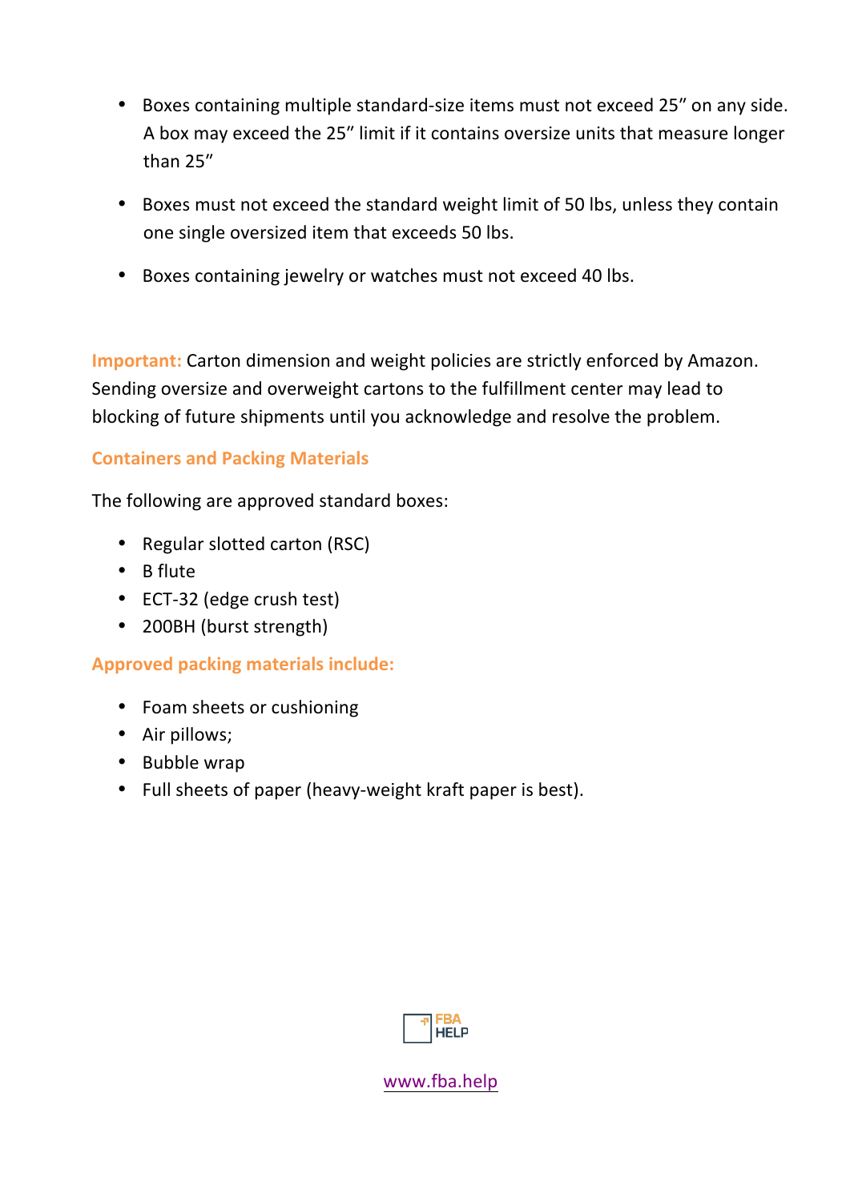- Boxes containing multiple standard-size items must not exceed 25″ on any side. A box may exceed the 25″ limit if it contains oversize units that measure longer than 25″
- Boxes must not exceed the standard weight limit of 50 lbs, unless they contain one single oversized item that exceeds 50 lbs.
- Boxes containing jewelry or watches must not exceed 40 lbs.

**Important:** Carton dimension and weight policies are strictly enforced by Amazon. Sending oversize and overweight cartons to the fulfillment center may lead to blocking of future shipments until you acknowledge and resolve the problem.

### Containers and Packing Materials

The following are approved standard boxes:

- Regular slotted carton (RSC)
- B flute
- ECT-32 (edge crush test)
- 200BH (burst strength)

### Approved packing materials include:

- Foam sheets or cushioning
- Air pillows;
- Bubble wrap
- Full sheets of paper (heavy-weight kraft paper is best).

FBA HELP

www.fba.help